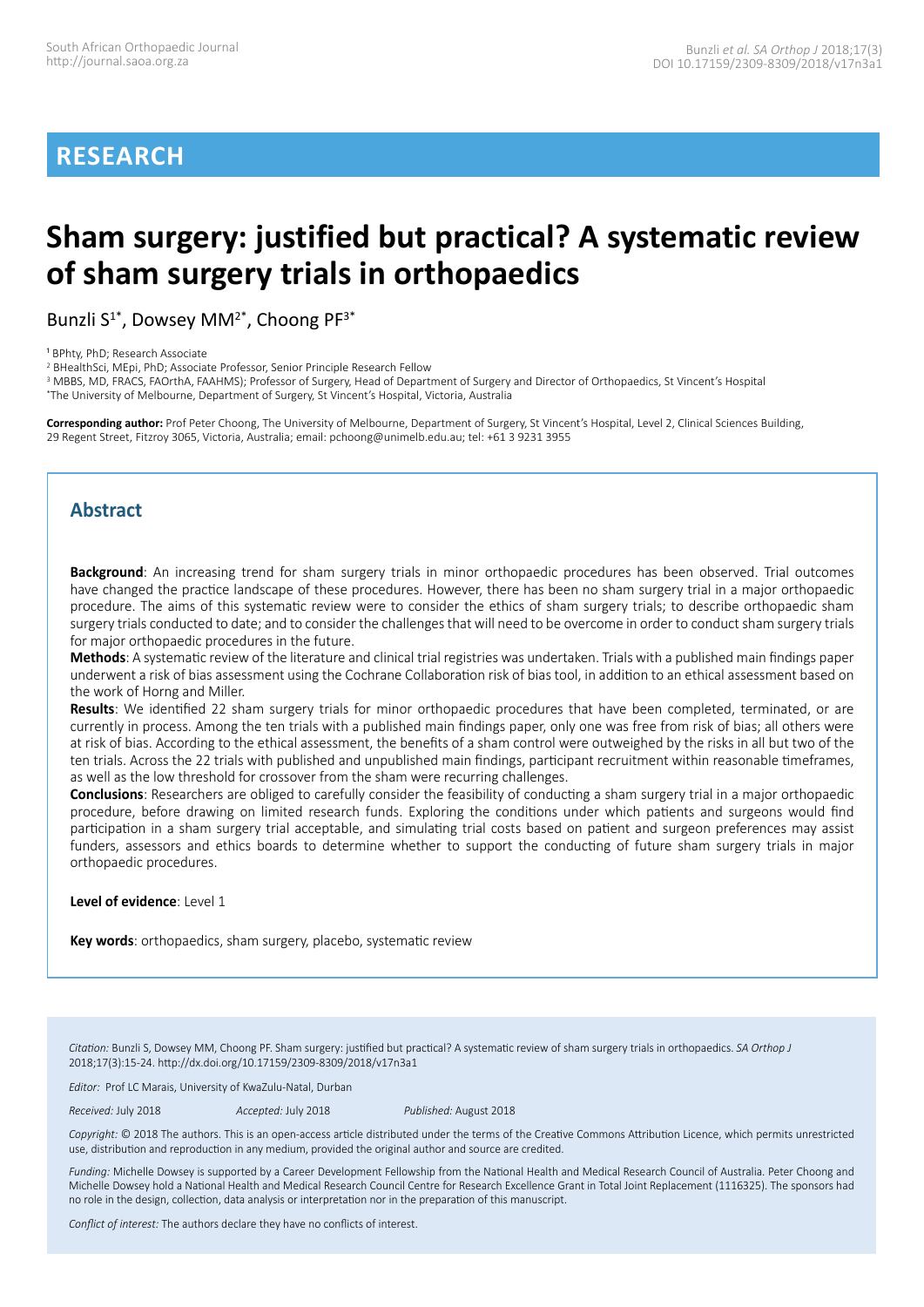# RESEARCH

# Sham surgery: justified but practical? A systematic review of sham surgery trials in orthopaedics

Bunzli S[1*], Dowsey MM[2*], Choong PF[3*]

[1] BPhty, PhD; Research Associate
[2] BHealthSci, MEpi, PhD; Associate Professor, Senior Principle Research Fellow
[3] MBBS, MD, FRACS, FAOrthA, FAAHMS); Professor of Surgery, Head of Department of Surgery and Director of Orthopaedics, St Vincent's Hospital
[*]The University of Melbourne, Department of Surgery, St Vincent's Hospital, Victoria, Australia

**Corresponding author:** Prof Peter Choong, The University of Melbourne, Department of Surgery, St Vincent's Hospital, Level 2, Clinical Sciences Building, 29 Regent Street, Fitzroy 3065, Victoria, Australia; email: pchoong@unimelb.edu.au; tel: +61 3 9231 3955

## Abstract

**Background**: An increasing trend for sham surgery trials in minor orthopaedic procedures has been observed. Trial outcomes have changed the practice landscape of these procedures. However, there has been no sham surgery trial in a major orthopaedic procedure. The aims of this systematic review were to consider the ethics of sham surgery trials; to describe orthopaedic sham surgery trials conducted to date; and to consider the challenges that will need to be overcome in order to conduct sham surgery trials for major orthopaedic procedures in the future.

**Methods**: A systematic review of the literature and clinical trial registries was undertaken. Trials with a published main findings paper underwent a risk of bias assessment using the Cochrane Collaboration risk of bias tool, in addition to an ethical assessment based on the work of Horng and Miller.

**Results**: We identified 22 sham surgery trials for minor orthopaedic procedures that have been completed, terminated, or are currently in process. Among the ten trials with a published main findings paper, only one was free from risk of bias; all others were at risk of bias. According to the ethical assessment, the benefits of a sham control were outweighed by the risks in all but two of the ten trials. Across the 22 trials with published and unpublished main findings, participant recruitment within reasonable timeframes, as well as the low threshold for crossover from the sham were recurring challenges.

**Conclusions**: Researchers are obliged to carefully consider the feasibility of conducting a sham surgery trial in a major orthopaedic procedure, before drawing on limited research funds. Exploring the conditions under which patients and surgeons would find participation in a sham surgery trial acceptable, and simulating trial costs based on patient and surgeon preferences may assist funders, assessors and ethics boards to determine whether to support the conducting of future sham surgery trials in major orthopaedic procedures.

**Level of evidence**: Level 1

**Key words**: orthopaedics, sham surgery, placebo, systematic review

*Citation:* Bunzli S, Dowsey MM, Choong PF. Sham surgery: justified but practical? A systematic review of sham surgery trials in orthopaedics. *SA Orthop J* 2018;17(3):15-24. http://dx.doi.org/10.17159/2309-8309/2018/v17n3a1

*Editor:* Prof LC Marais, University of KwaZulu-Natal, Durban

*Received:* July 2018 *Accepted:* July 2018 *Published:* August 2018

*Copyright:* © 2018 The authors. This is an open-access article distributed under the terms of the Creative Commons Attribution Licence, which permits unrestricted use, distribution and reproduction in any medium, provided the original author and source are credited.

*Funding:* Michelle Dowsey is supported by a Career Development Fellowship from the National Health and Medical Research Council of Australia. Peter Choong and Michelle Dowsey hold a National Health and Medical Research Council Centre for Research Excellence Grant in Total Joint Replacement (1116325). The sponsors had no role in the design, collection, data analysis or interpretation nor in the preparation of this manuscript.

*Conflict of interest:* The authors declare they have no conflicts of interest.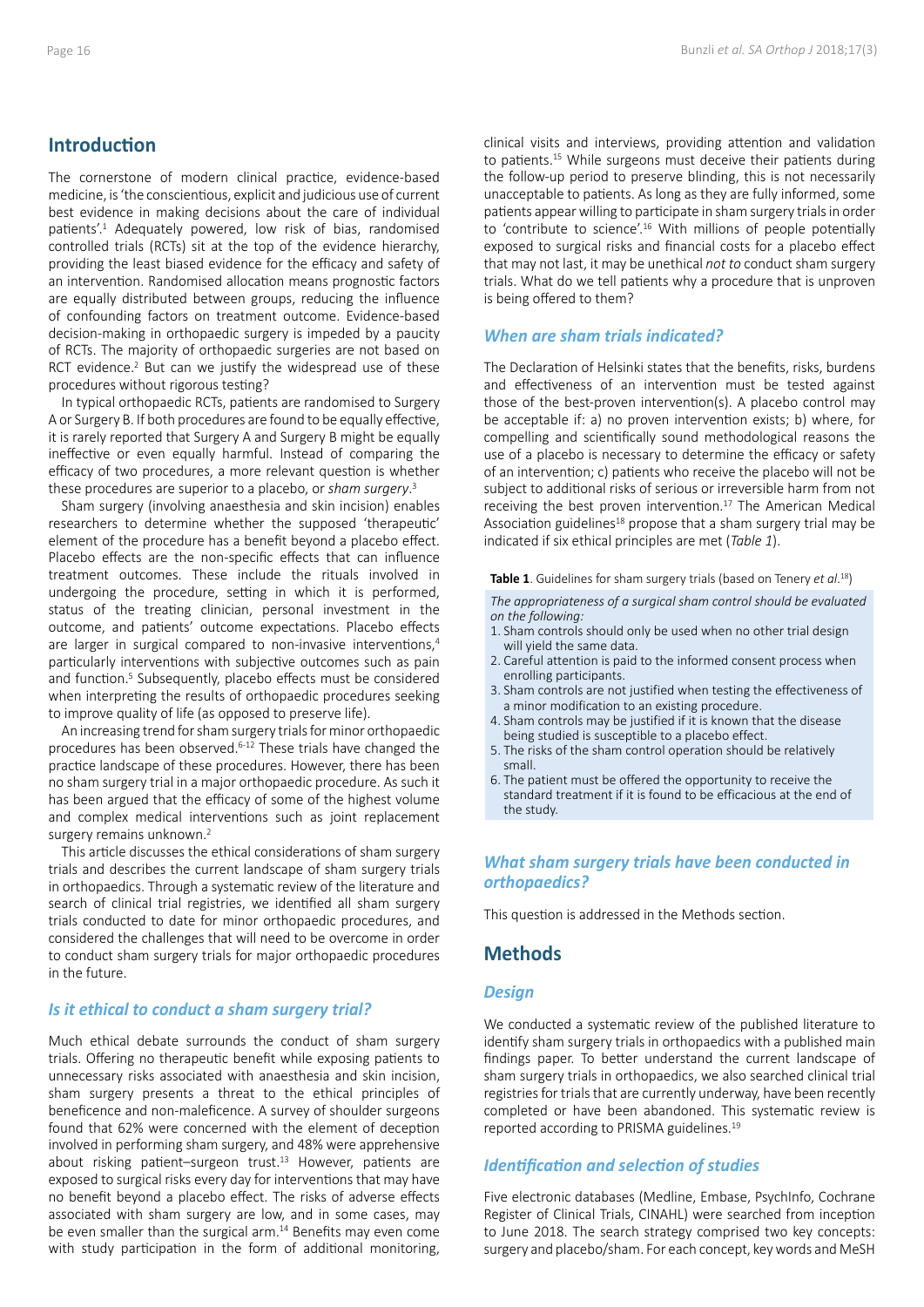## Introduction

The cornerstone of modern clinical practice, evidence-based medicine, is 'the conscientious, explicit and judicious use of current best evidence in making decisions about the care of individual patients'.[1] Adequately powered, low risk of bias, randomised controlled trials (RCTs) sit at the top of the evidence hierarchy, providing the least biased evidence for the efficacy and safety of an intervention. Randomised allocation means prognostic factors are equally distributed between groups, reducing the influence of confounding factors on treatment outcome. Evidence-based decision-making in orthopaedic surgery is impeded by a paucity of RCTs. The majority of orthopaedic surgeries are not based on RCT evidence.[2] But can we justify the widespread use of these procedures without rigorous testing?

In typical orthopaedic RCTs, patients are randomised to Surgery A or Surgery B. If both procedures are found to be equally effective, it is rarely reported that Surgery A and Surgery B might be equally ineffective or even equally harmful. Instead of comparing the efficacy of two procedures, a more relevant question is whether these procedures are superior to a placebo, or *sham surgery*.[3]

Sham surgery (involving anaesthesia and skin incision) enables researchers to determine whether the supposed 'therapeutic' element of the procedure has a benefit beyond a placebo effect. Placebo effects are the non-specific effects that can influence treatment outcomes. These include the rituals involved in undergoing the procedure, setting in which it is performed, status of the treating clinician, personal investment in the outcome, and patients' outcome expectations. Placebo effects are larger in surgical compared to non-invasive interventions,[4] particularly interventions with subjective outcomes such as pain and function.[5] Subsequently, placebo effects must be considered when interpreting the results of orthopaedic procedures seeking to improve quality of life (as opposed to preserve life).

An increasing trend for sham surgery trials for minor orthopaedic procedures has been observed.[6-12] These trials have changed the practice landscape of these procedures. However, there has been no sham surgery trial in a major orthopaedic procedure. As such it has been argued that the efficacy of some of the highest volume and complex medical interventions such as joint replacement surgery remains unknown.[2]

This article discusses the ethical considerations of sham surgery trials and describes the current landscape of sham surgery trials in orthopaedics. Through a systematic review of the literature and search of clinical trial registries, we identified all sham surgery trials conducted to date for minor orthopaedic procedures, and considered the challenges that will need to be overcome in order to conduct sham surgery trials for major orthopaedic procedures in the future.

### *Is it ethical to conduct a sham surgery trial?*

Much ethical debate surrounds the conduct of sham surgery trials. Offering no therapeutic benefit while exposing patients to unnecessary risks associated with anaesthesia and skin incision, sham surgery presents a threat to the ethical principles of beneficence and non-maleficence. A survey of shoulder surgeons found that 62% were concerned with the element of deception involved in performing sham surgery, and 48% were apprehensive about risking patient–surgeon trust.[13] However, patients are exposed to surgical risks every day for interventions that may have no benefit beyond a placebo effect. The risks of adverse effects associated with sham surgery are low, and in some cases, may be even smaller than the surgical arm.[14] Benefits may even come with study participation in the form of additional monitoring, clinical visits and interviews, providing attention and validation to patients.[15] While surgeons must deceive their patients during the follow-up period to preserve blinding, this is not necessarily unacceptable to patients. As long as they are fully informed, some patients appear willing to participate in sham surgery trials in order to 'contribute to science'.[16] With millions of people potentially exposed to surgical risks and financial costs for a placebo effect that may not last, it may be unethical *not to* conduct sham surgery trials. What do we tell patients why a procedure that is unproven is being offered to them?

### *When are sham trials indicated?*

The Declaration of Helsinki states that the benefits, risks, burdens and effectiveness of an intervention must be tested against those of the best-proven intervention(s). A placebo control may be acceptable if: a) no proven intervention exists; b) where, for compelling and scientifically sound methodological reasons the use of a placebo is necessary to determine the efficacy or safety of an intervention; c) patients who receive the placebo will not be subject to additional risks of serious or irreversible harm from not receiving the best proven intervention.[17] The American Medical Association guidelines[18] propose that a sham surgery trial may be indicated if six ethical principles are met (*Table 1*).

**Table 1**. Guidelines for sham surgery trials (based on Tenery *et al*.[18])

*The appropriateness of a surgical sham control should be evaluated on the following:*

1. Sham controls should only be used when no other trial design will yield the same data.
2. Careful attention is paid to the informed consent process when enrolling participants.
3. Sham controls are not justified when testing the effectiveness of a minor modification to an existing procedure.
4. Sham controls may be justified if it is known that the disease being studied is susceptible to a placebo effect.
5. The risks of the sham control operation should be relatively small.
6. The patient must be offered the opportunity to receive the standard treatment if it is found to be efficacious at the end of the study.

### *What sham surgery trials have been conducted in orthopaedics?*

This question is addressed in the Methods section.

## Methods

### *Design*

We conducted a systematic review of the published literature to identify sham surgery trials in orthopaedics with a published main findings paper. To better understand the current landscape of sham surgery trials in orthopaedics, we also searched clinical trial registries for trials that are currently underway, have been recently completed or have been abandoned. This systematic review is reported according to PRISMA guidelines.[19]

### *Identification and selection of studies*

Five electronic databases (Medline, Embase, PsychInfo, Cochrane Register of Clinical Trials, CINAHL) were searched from inception to June 2018. The search strategy comprised two key concepts: surgery and placebo/sham. For each concept, key words and MeSH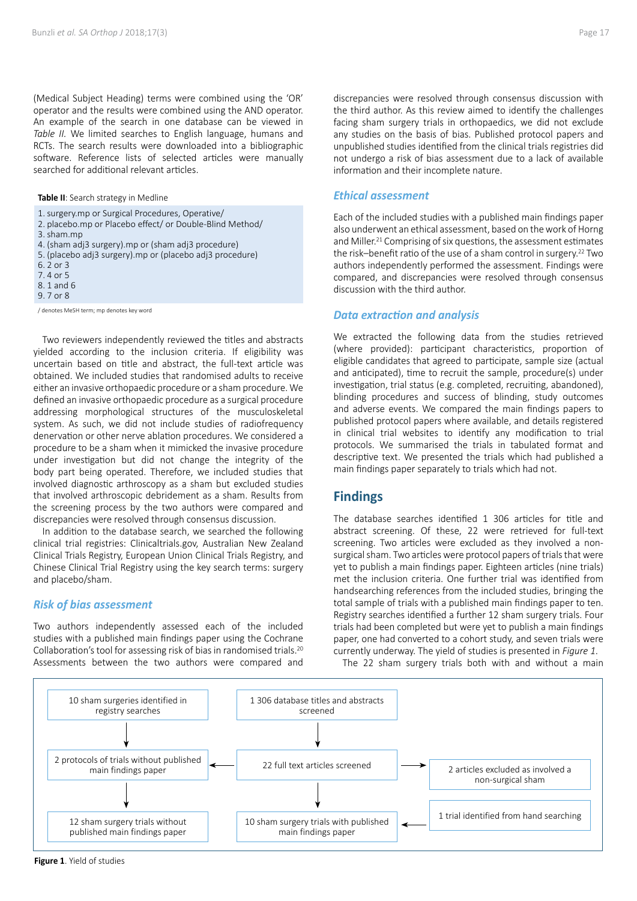(Medical Subject Heading) terms were combined using the 'OR' operator and the results were combined using the AND operator. An example of the search in one database can be viewed in *Table II*. We limited searches to English language, humans and RCTs. The search results were downloaded into a bibliographic software. Reference lists of selected articles were manually searched for additional relevant articles.

**Table II**: Search strategy in Medline

1. surgery.mp or Surgical Procedures, Operative/
2. placebo.mp or Placebo effect/ or Double-Blind Method/
3. sham.mp
4. (sham adj3 surgery).mp or (sham adj3 procedure)
5. (placebo adj3 surgery).mp or (placebo adj3 procedure)
6. 2 or 3
7. 4 or 5
8. 1 and 6
9. 7 or 8

/ denotes MeSH term; mp denotes key word

Two reviewers independently reviewed the titles and abstracts yielded according to the inclusion criteria. If eligibility was uncertain based on title and abstract, the full-text article was obtained. We included studies that randomised adults to receive either an invasive orthopaedic procedure or a sham procedure. We defined an invasive orthopaedic procedure as a surgical procedure addressing morphological structures of the musculoskeletal system. As such, we did not include studies of radiofrequency denervation or other nerve ablation procedures. We considered a procedure to be a sham when it mimicked the invasive procedure under investigation but did not change the integrity of the body part being operated. Therefore, we included studies that involved diagnostic arthroscopy as a sham but excluded studies that involved arthroscopic debridement as a sham. Results from the screening process by the two authors were compared and discrepancies were resolved through consensus discussion.

In addition to the database search, we searched the following clinical trial registries: Clinicaltrials.gov, Australian New Zealand Clinical Trials Registry, European Union Clinical Trials Registry, and Chinese Clinical Trial Registry using the key search terms: surgery and placebo/sham.

### Risk of bias assessment

Two authors independently assessed each of the included studies with a published main findings paper using the Cochrane Collaboration's tool for assessing risk of bias in randomised trials.[20] Assessments between the two authors were compared and discrepancies were resolved through consensus discussion with the third author. As this review aimed to identify the challenges facing sham surgery trials in orthopaedics, we did not exclude any studies on the basis of bias. Published protocol papers and unpublished studies identified from the clinical trials registries did not undergo a risk of bias assessment due to a lack of available information and their incomplete nature.

### Ethical assessment

Each of the included studies with a published main findings paper also underwent an ethical assessment, based on the work of Horng and Miller.[21] Comprising of six questions, the assessment estimates the risk–benefit ratio of the use of a sham control in surgery.[22] Two authors independently performed the assessment. Findings were compared, and discrepancies were resolved through consensus discussion with the third author.

### Data extraction and analysis

We extracted the following data from the studies retrieved (where provided): participant characteristics, proportion of eligible candidates that agreed to participate, sample size (actual and anticipated), time to recruit the sample, procedure(s) under investigation, trial status (e.g. completed, recruiting, abandoned), blinding procedures and success of blinding, study outcomes and adverse events. We compared the main findings papers to published protocol papers where available, and details registered in clinical trial websites to identify any modification to trial protocols. We summarised the trials in tabulated format and descriptive text. We presented the trials which had published a main findings paper separately to trials which had not.

## Findings

The database searches identified 1 306 articles for title and abstract screening. Of these, 22 were retrieved for full-text screening. Two articles were excluded as they involved a non-surgical sham. Two articles were protocol papers of trials that were yet to publish a main findings paper. Eighteen articles (nine trials) met the inclusion criteria. One further trial was identified from handsearching references from the included studies, bringing the total sample of trials with a published main findings paper to ten. Registry searches identified a further 12 sham surgery trials. Four trials had been completed but were yet to publish a main findings paper, one had converted to a cohort study, and seven trials were currently underway. The yield of studies is presented in *Figure 1*.

The 22 sham surgery trials both with and without a main

10 sham surgeries identified in registry searches → 2 protocols of trials without published main findings paper → 12 sham surgery trials without published main findings paper

1 306 database titles and abstracts screened → 22 full text articles screened → 10 sham surgery trials with published main findings paper

22 full text articles screened → 2 articles excluded as involved a non-surgical sham

22 full text articles screened → 2 protocols of trials without published main findings paper

1 trial identified from hand searching → 10 sham surgery trials with published main findings paper

**Figure 1**. Yield of studies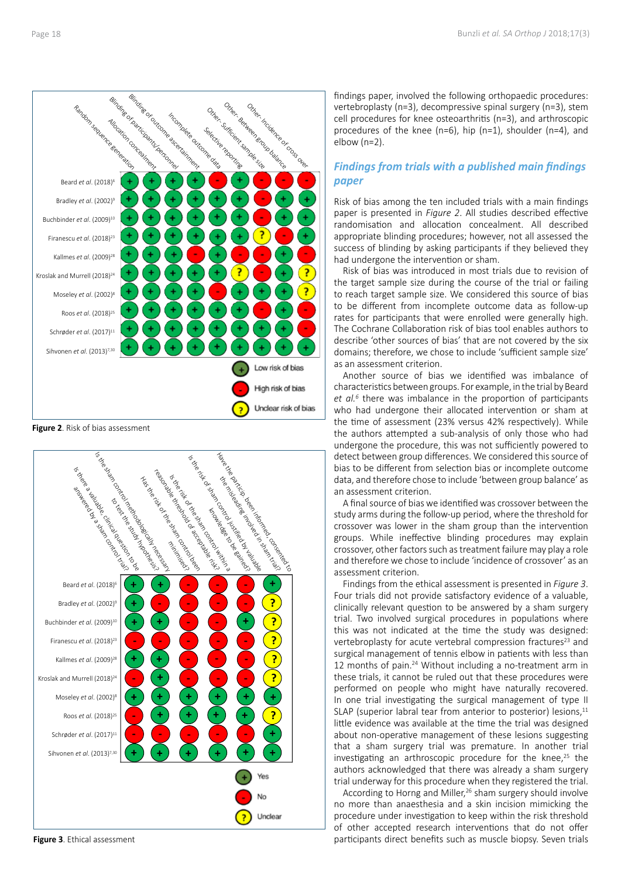| | Random sequence generation | Allocation concealment | Blinding of participants/personnel | Blinding of outcome ascertainment | Incomplete outcome data | Selective reporting | Other- Sufficient sample size | Other- Between group balance | Other- Incidence of cross over |
|---|---|---|---|---|---|---|---|---|---|
| Beard *et al.* (2018)[6] | + | + | + | + | - | + | - | - | - |
| Bradley *et al.* (2002)[9] | + | + | + | + | + | + | - | + | + |
| Buchbinder *et al.* (2009)[10] | + | + | + | + | + | + | - | + | + |
| Firanescu *et al.* (2018)[23] | + | + | + | + | + | + | ? | - | + |
| Kallmes *et al.* (2009)[28] | + | + | + | - | + | - | - | + | - |
| Kroslak and Murrell (2018)[24] | + | + | + | + | + | ? | - | + | ? |
| Moseley *et al.* (2002)[8] | + | + | + | + | - | + | + | + | ? |
| Roos *et al.* (2018)[25] | + | + | + | + | + | + | - | + | - |
| Schrøder *et al.* (2017)[11] | + | + | + | + | + | + | + | + | - |
| Sihvonen *et al.* (2013)[7,30] | + | + | + | + | + | + | + | + | + |

+ Low risk of bias

- High risk of bias

? Unclear risk of bias

**Figure 2**. Risk of bias assessment

| | Is there a valuable, clinical question to be answered by a sham control trial? | Is the sham control methodologically necessary to test the study hypothesis? | Has the risk of the sham control been minimised? | Is the risk of the sham control within a reasonable threshold of acceptable risk? | Is the risk of sham control justified by valuable knowledge to be gained? | Have the particip. been informed, consented to the misleading involved in sham trial? |
|---|---|---|---|---|---|---|
| Beard *et al.* (2018)[6] | + | + | - | - | - | + |
| Bradley *et al.* (2002)[9] | + | - | - | - | - | ? |
| Buchbinder *et al.* (2009)[10] | + | + | - | - | + | ? |
| Firanescu *et al.* (2018)[23] | - | - | - | - | - | ? |
| Kallmes *et al.* (2009)[28] | + | + | - | - | - | ? |
| Kroslak and Murrell (2018)[24] | - | + | - | - | - | ? |
| Moseley *et al.* (2002)[8] | + | + | + | + | + | + |
| Roos *et al.* (2018)[25] | - | + | + | + | + | ? |
| Schrøder *et al.* (2017)[11] | - | - | - | - | - | + |
| Sihvonen *et al.* (2013)[7,30] | + | + | + | + | + | + |

+ Yes

- No

? Unclear

**Figure 3**. Ethical assessment

findings paper, involved the following orthopaedic procedures: vertebroplasty (n=3), decompressive spinal surgery (n=3), stem cell procedures for knee osteoarthritis (n=3), and arthroscopic procedures of the knee (n=6), hip (n=1), shoulder (n=4), and elbow (n=2).

## *Findings from trials with a published main findings paper*

Risk of bias among the ten included trials with a main findings paper is presented in *Figure 2*. All studies described effective randomisation and allocation concealment. All described appropriate blinding procedures; however, not all assessed the success of blinding by asking participants if they believed they had undergone the intervention or sham.

Risk of bias was introduced in most trials due to revision of the target sample size during the course of the trial or failing to reach target sample size. We considered this source of bias to be different from incomplete outcome data as follow-up rates for participants that were enrolled were generally high. The Cochrane Collaboration risk of bias tool enables authors to describe 'other sources of bias' that are not covered by the six domains; therefore, we chose to include 'sufficient sample size' as an assessment criterion.

Another source of bias we identified was imbalance of characteristics between groups. For example, in the trial by Beard *et al.*[6] there was imbalance in the proportion of participants who had undergone their allocated intervention or sham at the time of assessment (23% versus 42% respectively). While the authors attempted a sub-analysis of only those who had undergone the procedure, this was not sufficiently powered to detect between group differences. We considered this source of bias to be different from selection bias or incomplete outcome data, and therefore chose to include 'between group balance' as an assessment criterion.

A final source of bias we identified was crossover between the study arms during the follow-up period, where the threshold for crossover was lower in the sham group than the intervention groups. While ineffective blinding procedures may explain crossover, other factors such as treatment failure may play a role and therefore we chose to include 'incidence of crossover' as an assessment criterion.

Findings from the ethical assessment is presented in *Figure 3*. Four trials did not provide satisfactory evidence of a valuable, clinically relevant question to be answered by a sham surgery trial. Two involved surgical procedures in populations where this was not indicated at the time the study was designed: vertebroplasty for acute vertebral compression fractures[23] and surgical management of tennis elbow in patients with less than 12 months of pain.[24] Without including a no-treatment arm in these trials, it cannot be ruled out that these procedures were performed on people who might have naturally recovered. In one trial investigating the surgical management of type II SLAP (superior labral tear from anterior to posterior) lesions,[11] little evidence was available at the time the trial was designed about non-operative management of these lesions suggesting that a sham surgery trial was premature. In another trial investigating an arthroscopic procedure for the knee,[25] the authors acknowledged that there was already a sham surgery trial underway for this procedure when they registered the trial.

According to Horng and Miller,[26] sham surgery should involve no more than anaesthesia and a skin incision mimicking the procedure under investigation to keep within the risk threshold of other accepted research interventions that do not offer participants direct benefits such as muscle biopsy. Seven trials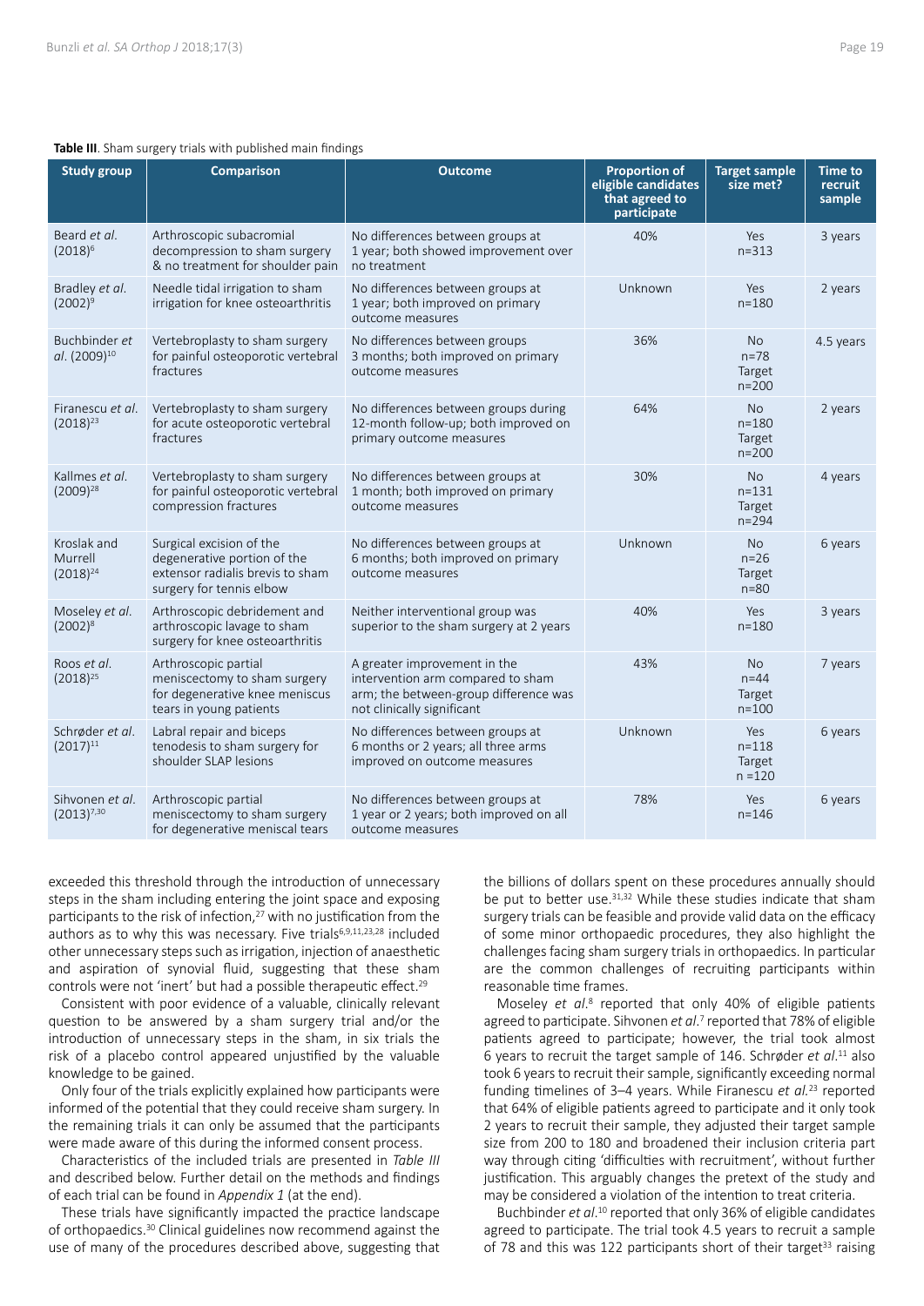**Table III**. Sham surgery trials with published main findings

| Study group | Comparison | Outcome | Proportion of eligible candidates that agreed to participate | Target sample size met? | Time to recruit sample |
|---|---|---|---|---|---|
| Beard *et al.* (2018)[6] | Arthroscopic subacromial decompression to sham surgery & no treatment for shoulder pain | No differences between groups at 1 year; both showed improvement over no treatment | 40% | Yes n=313 | 3 years |
| Bradley *et al.* (2002)[9] | Needle tidal irrigation to sham irrigation for knee osteoarthritis | No differences between groups at 1 year; both improved on primary outcome measures | Unknown | Yes n=180 | 2 years |
| Buchbinder *et al.* (2009)[10] | Vertebroplasty to sham surgery for painful osteoporotic vertebral fractures | No differences between groups 3 months; both improved on primary outcome measures | 36% | No n=78 Target n=200 | 4.5 years |
| Firanescu *et al.* (2018)[23] | Vertebroplasty to sham surgery for acute osteoporotic vertebral fractures | No differences between groups during 12-month follow-up; both improved on primary outcome measures | 64% | No n=180 Target n=200 | 2 years |
| Kallmes *et al.* (2009)[28] | Vertebroplasty to sham surgery for painful osteoporotic vertebral compression fractures | No differences between groups at 1 month; both improved on primary outcome measures | 30% | No n=131 Target n=294 | 4 years |
| Kroslak and Murrell (2018)[24] | Surgical excision of the degenerative portion of the extensor radialis brevis to sham surgery for tennis elbow | No differences between groups at 6 months; both improved on primary outcome measures | Unknown | No n=26 Target n=80 | 6 years |
| Moseley *et al.* (2002)[8] | Arthroscopic debridement and arthroscopic lavage to sham surgery for knee osteoarthritis | Neither interventional group was superior to the sham surgery at 2 years | 40% | Yes n=180 | 3 years |
| Roos *et al.* (2018)[25] | Arthroscopic partial meniscectomy to sham surgery for degenerative knee meniscus tears in young patients | A greater improvement in the intervention arm compared to sham arm; the between-group difference was not clinically significant | 43% | No n=44 Target n=100 | 7 years |
| Schrøder *et al.* (2017)[11] | Labral repair and biceps tenodesis to sham surgery for shoulder SLAP lesions | No differences between groups at 6 months or 2 years; all three arms improved on outcome measures | Unknown | Yes n=118 Target n =120 | 6 years |
| Sihvonen *et al.* (2013)[7,30] | Arthroscopic partial meniscectomy to sham surgery for degenerative meniscal tears | No differences between groups at 1 year or 2 years; both improved on all outcome measures | 78% | Yes n=146 | 6 years |

exceeded this threshold through the introduction of unnecessary steps in the sham including entering the joint space and exposing participants to the risk of infection,[27] with no justification from the authors as to why this was necessary. Five trials[6,9,11,23,28] included other unnecessary steps such as irrigation, injection of anaesthetic and aspiration of synovial fluid, suggesting that these sham controls were not 'inert' but had a possible therapeutic effect.[29]

Consistent with poor evidence of a valuable, clinically relevant question to be answered by a sham surgery trial and/or the introduction of unnecessary steps in the sham, in six trials the risk of a placebo control appeared unjustified by the valuable knowledge to be gained.

Only four of the trials explicitly explained how participants were informed of the potential that they could receive sham surgery. In the remaining trials it can only be assumed that the participants were made aware of this during the informed consent process.

Characteristics of the included trials are presented in *Table III* and described below. Further detail on the methods and findings of each trial can be found in *Appendix 1* (at the end).

These trials have significantly impacted the practice landscape of orthopaedics.[30] Clinical guidelines now recommend against the use of many of the procedures described above, suggesting that the billions of dollars spent on these procedures annually should be put to better use.[31,32] While these studies indicate that sham surgery trials can be feasible and provide valid data on the efficacy of some minor orthopaedic procedures, they also highlight the challenges facing sham surgery trials in orthopaedics. In particular are the common challenges of recruiting participants within reasonable time frames.

Moseley *et al.*[8] reported that only 40% of eligible patients agreed to participate. Sihvonen *et al.*[7] reported that 78% of eligible patients agreed to participate; however, the trial took almost 6 years to recruit the target sample of 146. Schrøder *et al.*[11] also took 6 years to recruit their sample, significantly exceeding normal funding timelines of 3–4 years. While Firanescu *et al.*[23] reported that 64% of eligible patients agreed to participate and it only took 2 years to recruit their sample, they adjusted their target sample size from 200 to 180 and broadened their inclusion criteria part way through citing 'difficulties with recruitment', without further justification. This arguably changes the pretext of the study and may be considered a violation of the intention to treat criteria.

Buchbinder *et al.*[10] reported that only 36% of eligible candidates agreed to participate. The trial took 4.5 years to recruit a sample of 78 and this was 122 participants short of their target[33] raising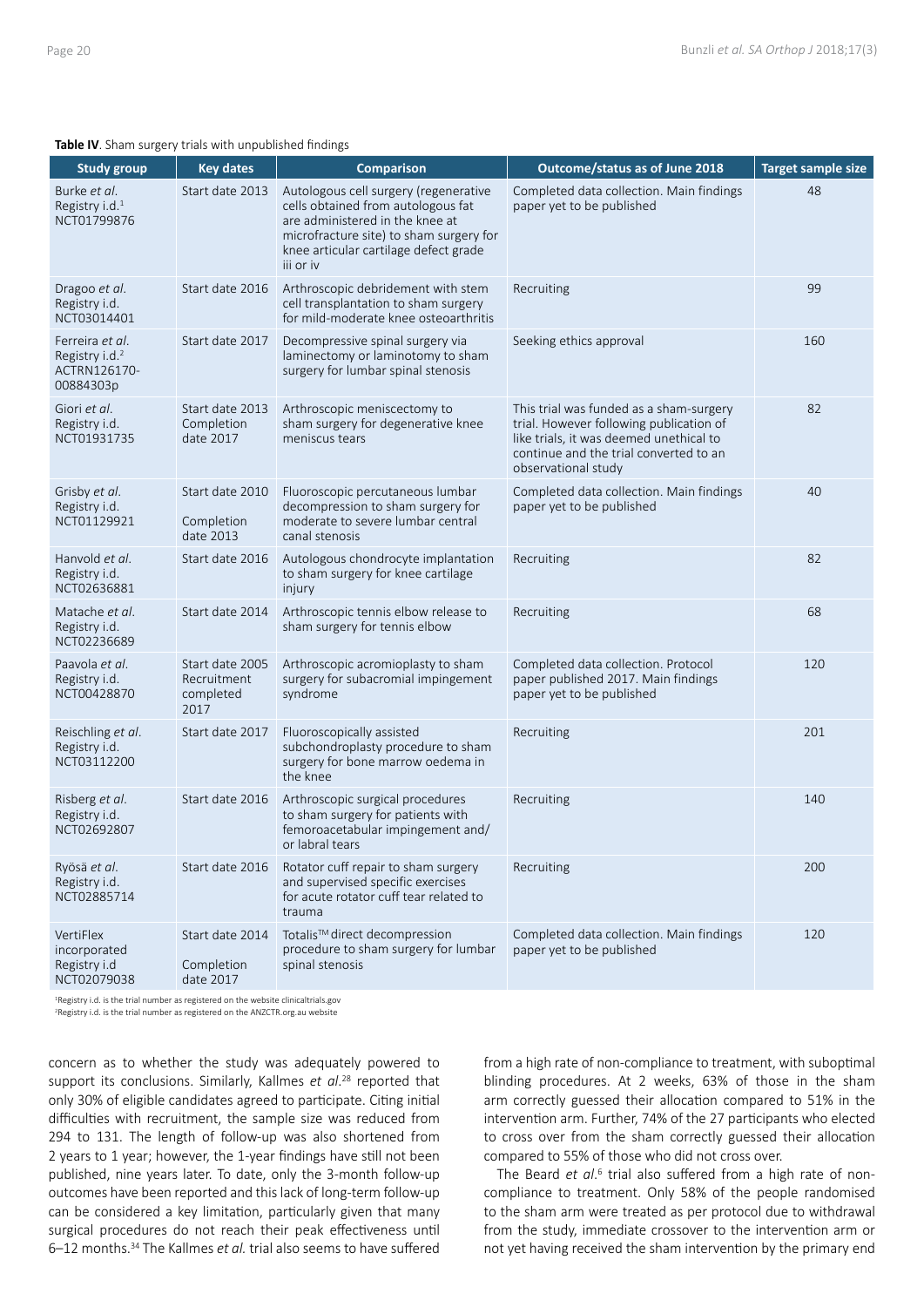**Table IV**. Sham surgery trials with unpublished findings

| Study group | Key dates | Comparison | Outcome/status as of June 2018 | Target sample size |
|---|---|---|---|---|
| Burke *et al.* Registry i.d.[1] NCT01799876 | Start date 2013 | Autologous cell surgery (regenerative cells obtained from autologous fat are administered in the knee at microfracture site) to sham surgery for knee articular cartilage defect grade iii or iv | Completed data collection. Main findings paper yet to be published | 48 |
| Dragoo *et al.* Registry i.d. NCT03014401 | Start date 2016 | Arthroscopic debridement with stem cell transplantation to sham surgery for mild-moderate knee osteoarthritis | Recruiting | 99 |
| Ferreira *et al.* Registry i.d.[2] ACTRN126170-00884303p | Start date 2017 | Decompressive spinal surgery via laminectomy or laminotomy to sham surgery for lumbar spinal stenosis | Seeking ethics approval | 160 |
| Giori *et al.* Registry i.d. NCT01931735 | Start date 2013 Completion date 2017 | Arthroscopic meniscectomy to sham surgery for degenerative knee meniscus tears | This trial was funded as a sham-surgery trial. However following publication of like trials, it was deemed unethical to continue and the trial converted to an observational study | 82 |
| Grisby *et al.* Registry i.d. NCT01129921 | Start date 2010 Completion date 2013 | Fluoroscopic percutaneous lumbar decompression to sham surgery for moderate to severe lumbar central canal stenosis | Completed data collection. Main findings paper yet to be published | 40 |
| Hanvold *et al.* Registry i.d. NCT02636881 | Start date 2016 | Autologous chondrocyte implantation to sham surgery for knee cartilage injury | Recruiting | 82 |
| Matache *et al.* Registry i.d. NCT02236689 | Start date 2014 | Arthroscopic tennis elbow release to sham surgery for tennis elbow | Recruiting | 68 |
| Paavola *et al.* Registry i.d. NCT00428870 | Start date 2005 Recruitment completed 2017 | Arthroscopic acromioplasty to sham surgery for subacromial impingement syndrome | Completed data collection. Protocol paper published 2017. Main findings paper yet to be published | 120 |
| Reischling *et al.* Registry i.d. NCT03112200 | Start date 2017 | Fluoroscopically assisted subchondroplasty procedure to sham surgery for bone marrow oedema in the knee | Recruiting | 201 |
| Risberg *et al.* Registry i.d. NCT02692807 | Start date 2016 | Arthroscopic surgical procedures to sham surgery for patients with femoroacetabular impingement and/or labral tears | Recruiting | 140 |
| Ryösä *et al.* Registry i.d. NCT02885714 | Start date 2016 | Rotator cuff repair to sham surgery and supervised specific exercises for acute rotator cuff tear related to trauma | Recruiting | 200 |
| VertiFlex incorporated Registry i.d NCT02079038 | Start date 2014 Completion date 2017 | Totalis™ direct decompression procedure to sham surgery for lumbar spinal stenosis | Completed data collection. Main findings paper yet to be published | 120 |

[1]Registry i.d. is the trial number as registered on the website clinicaltrials.gov
[2]Registry i.d. is the trial number as registered on the ANZCTR.org.au website

concern as to whether the study was adequately powered to support its conclusions. Similarly, Kallmes *et al.*[28] reported that only 30% of eligible candidates agreed to participate. Citing initial difficulties with recruitment, the sample size was reduced from 294 to 131. The length of follow-up was also shortened from 2 years to 1 year; however, the 1-year findings have still not been published, nine years later. To date, only the 3-month follow-up outcomes have been reported and this lack of long-term follow-up can be considered a key limitation, particularly given that many surgical procedures do not reach their peak effectiveness until 6–12 months.[34] The Kallmes *et al.* trial also seems to have suffered from a high rate of non-compliance to treatment, with suboptimal blinding procedures. At 2 weeks, 63% of those in the sham arm correctly guessed their allocation compared to 51% in the intervention arm. Further, 74% of the 27 participants who elected to cross over from the sham correctly guessed their allocation compared to 55% of those who did not cross over.

The Beard *et al.*[6] trial also suffered from a high rate of non-compliance to treatment. Only 58% of the people randomised to the sham arm were treated as per protocol due to withdrawal from the study, immediate crossover to the intervention arm or not yet having received the sham intervention by the primary end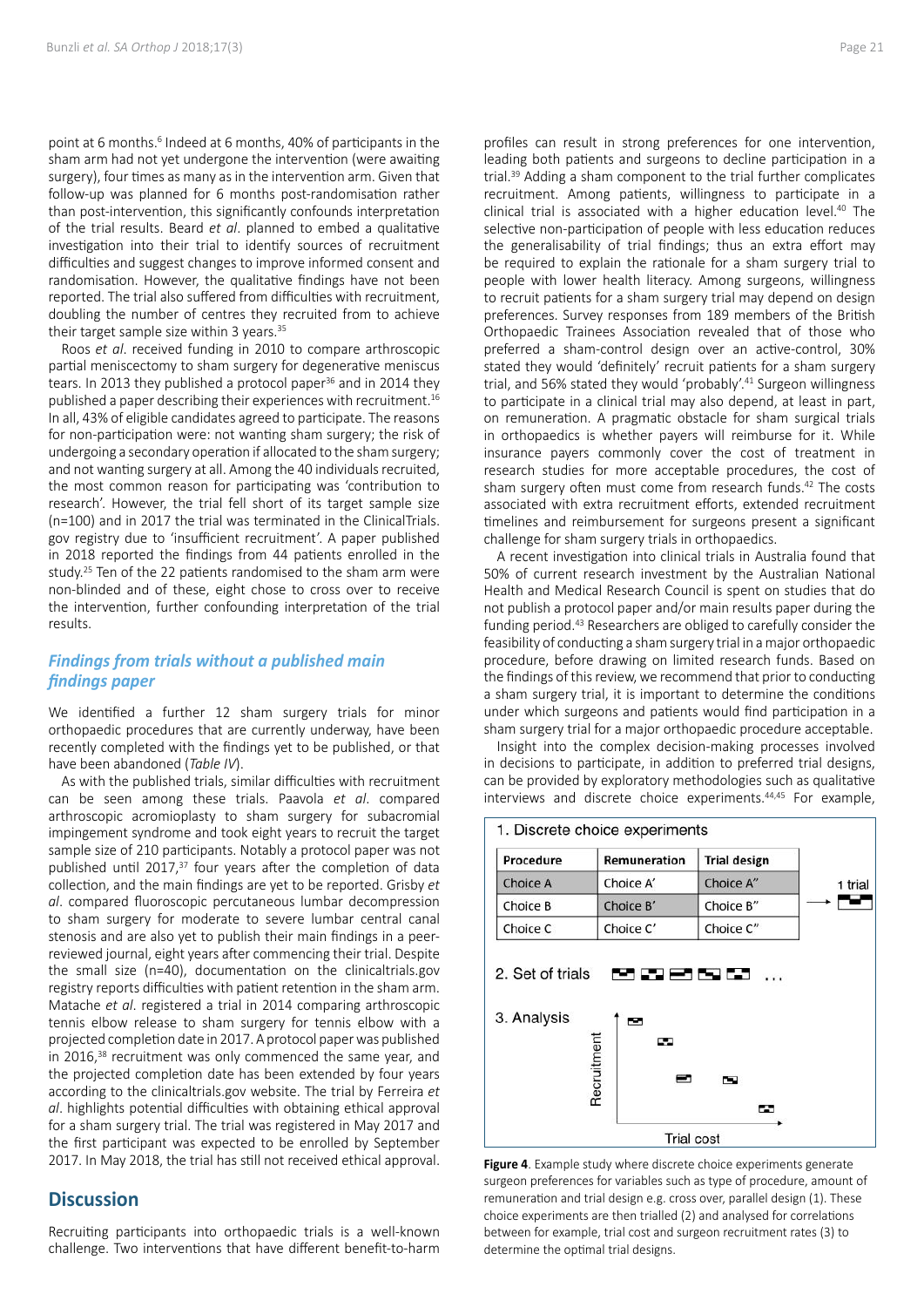point at 6 months.[6] Indeed at 6 months, 40% of participants in the sham arm had not yet undergone the intervention (were awaiting surgery), four times as many as in the intervention arm. Given that follow-up was planned for 6 months post-randomisation rather than post-intervention, this significantly confounds interpretation of the trial results. Beard *et al*. planned to embed a qualitative investigation into their trial to identify sources of recruitment difficulties and suggest changes to improve informed consent and randomisation. However, the qualitative findings have not been reported. The trial also suffered from difficulties with recruitment, doubling the number of centres they recruited from to achieve their target sample size within 3 years.[35]

Roos *et al*. received funding in 2010 to compare arthroscopic partial meniscectomy to sham surgery for degenerative meniscus tears. In 2013 they published a protocol paper[36] and in 2014 they published a paper describing their experiences with recruitment.[16] In all, 43% of eligible candidates agreed to participate. The reasons for non-participation were: not wanting sham surgery; the risk of undergoing a secondary operation if allocated to the sham surgery; and not wanting surgery at all. Among the 40 individuals recruited, the most common reason for participating was 'contribution to research'. However, the trial fell short of its target sample size (n=100) and in 2017 the trial was terminated in the ClinicalTrials.gov registry due to 'insufficient recruitment'. A paper published in 2018 reported the findings from 44 patients enrolled in the study.[25] Ten of the 22 patients randomised to the sham arm were non-blinded and of these, eight chose to cross over to receive the intervention, further confounding interpretation of the trial results.

## *Findings from trials without a published main findings paper*

We identified a further 12 sham surgery trials for minor orthopaedic procedures that are currently underway, have been recently completed with the findings yet to be published, or that have been abandoned (*Table IV*).

As with the published trials, similar difficulties with recruitment can be seen among these trials. Paavola *et al*. compared arthroscopic acromioplasty to sham surgery for subacromial impingement syndrome and took eight years to recruit the target sample size of 210 participants. Notably a protocol paper was not published until 2017,[37] four years after the completion of data collection, and the main findings are yet to be reported. Grisby *et al*. compared fluoroscopic percutaneous lumbar decompression to sham surgery for moderate to severe lumbar central canal stenosis and are also yet to publish their main findings in a peer-reviewed journal, eight years after commencing their trial. Despite the small size (n=40), documentation on the clinicaltrials.gov registry reports difficulties with patient retention in the sham arm. Matache *et al*. registered a trial in 2014 comparing arthroscopic tennis elbow release to sham surgery for tennis elbow with a projected completion date in 2017. A protocol paper was published in 2016,[38] recruitment was only commenced the same year, and the projected completion date has been extended by four years according to the clinicaltrials.gov website. The trial by Ferreira *et al*. highlights potential difficulties with obtaining ethical approval for a sham surgery trial. The trial was registered in May 2017 and the first participant was expected to be enrolled by September 2017. In May 2018, the trial has still not received ethical approval.

## Discussion

Recruiting participants into orthopaedic trials is a well-known challenge. Two interventions that have different benefit-to-harm profiles can result in strong preferences for one intervention, leading both patients and surgeons to decline participation in a trial.[39] Adding a sham component to the trial further complicates recruitment. Among patients, willingness to participate in a clinical trial is associated with a higher education level.[40] The selective non-participation of people with less education reduces the generalisability of trial findings; thus an extra effort may be required to explain the rationale for a sham surgery trial to people with lower health literacy. Among surgeons, willingness to recruit patients for a sham surgery trial may depend on design preferences. Survey responses from 189 members of the British Orthopaedic Trainees Association revealed that of those who preferred a sham-control design over an active-control, 30% stated they would 'definitely' recruit patients for a sham surgery trial, and 56% stated they would 'probably'.[41] Surgeon willingness to participate in a clinical trial may also depend, at least in part, on remuneration. A pragmatic obstacle for sham surgical trials in orthopaedics is whether payers will reimburse for it. While insurance payers commonly cover the cost of treatment in research studies for more acceptable procedures, the cost of sham surgery often must come from research funds.[42] The costs associated with extra recruitment efforts, extended recruitment timelines and reimbursement for surgeons present a significant challenge for sham surgery trials in orthopaedics.

A recent investigation into clinical trials in Australia found that 50% of current research investment by the Australian National Health and Medical Research Council is spent on studies that do not publish a protocol paper and/or main results paper during the funding period.[43] Researchers are obliged to carefully consider the feasibility of conducting a sham surgery trial in a major orthopaedic procedure, before drawing on limited research funds. Based on the findings of this review, we recommend that prior to conducting a sham surgery trial, it is important to determine the conditions under which surgeons and patients would find participation in a sham surgery trial for a major orthopaedic procedure acceptable.

Insight into the complex decision-making processes involved in decisions to participate, in addition to preferred trial designs, can be provided by exploratory methodologies such as qualitative interviews and discrete choice experiments.[44,45] For example,

**Figure 4**. Example study where discrete choice experiments generate surgeon preferences for variables such as type of procedure, amount of remuneration and trial design e.g. cross over, parallel design (1). These choice experiments are then trialled (2) and analysed for correlations between for example, trial cost and surgeon recruitment rates (3) to determine the optimal trial designs.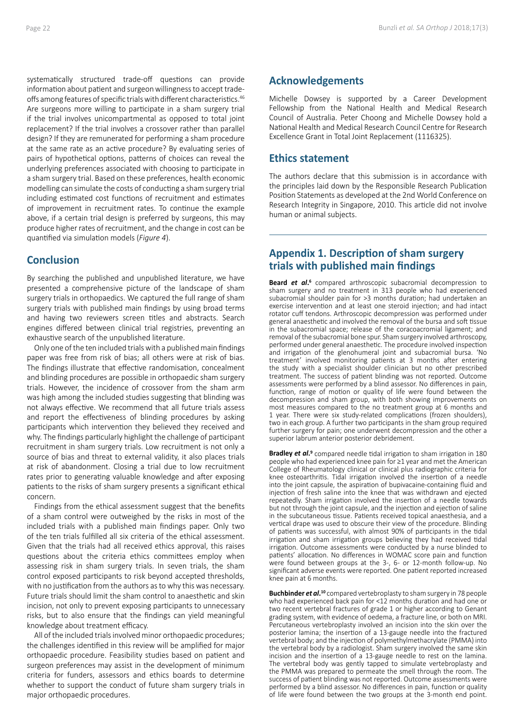systematically structured trade-off questions can provide information about patient and surgeon willingness to accept trade-offs among features of specific trials with different characteristics.[46] Are surgeons more willing to participate in a sham surgery trial if the trial involves unicompartmental as opposed to total joint replacement? If the trial involves a crossover rather than parallel design? If they are remunerated for performing a sham procedure at the same rate as an active procedure? By evaluating series of pairs of hypothetical options, patterns of choices can reveal the underlying preferences associated with choosing to participate in a sham surgery trial. Based on these preferences, health economic modelling can simulate the costs of conducting a sham surgery trial including estimated cost functions of recruitment and estimates of improvement in recruitment rates. To continue the example above, if a certain trial design is preferred by surgeons, this may produce higher rates of recruitment, and the change in cost can be quantified via simulation models (*Figure 4*).

## Conclusion

By searching the published and unpublished literature, we have presented a comprehensive picture of the landscape of sham surgery trials in orthopaedics. We captured the full range of sham surgery trials with published main findings by using broad terms and having two reviewers screen titles and abstracts. Search engines differed between clinical trial registries, preventing an exhaustive search of the unpublished literature.

Only one of the ten included trials with a published main findings paper was free from risk of bias; all others were at risk of bias. The findings illustrate that effective randomisation, concealment and blinding procedures are possible in orthopaedic sham surgery trials. However, the incidence of crossover from the sham arm was high among the included studies suggesting that blinding was not always effective. We recommend that all future trials assess and report the effectiveness of blinding procedures by asking participants which intervention they believed they received and why. The findings particularly highlight the challenge of participant recruitment in sham surgery trials. Low recruitment is not only a source of bias and threat to external validity, it also places trials at risk of abandonment. Closing a trial due to low recruitment rates prior to generating valuable knowledge and after exposing patients to the risks of sham surgery presents a significant ethical concern.

Findings from the ethical assessment suggest that the benefits of a sham control were outweighed by the risks in most of the included trials with a published main findings paper. Only two of the ten trials fulfilled all six criteria of the ethical assessment. Given that the trials had all received ethics approval, this raises questions about the criteria ethics committees employ when assessing risk in sham surgery trials. In seven trials, the sham control exposed participants to risk beyond accepted thresholds, with no justification from the authors as to why this was necessary. Future trials should limit the sham control to anaesthetic and skin incision, not only to prevent exposing participants to unnecessary risks, but to also ensure that the findings can yield meaningful knowledge about treatment efficacy.

All of the included trials involved minor orthopaedic procedures; the challenges identified in this review will be amplified for major orthopaedic procedure. Feasibility studies based on patient and surgeon preferences may assist in the development of minimum criteria for funders, assessors and ethics boards to determine whether to support the conduct of future sham surgery trials in major orthopaedic procedures.

## Acknowledgements

Michelle Dowsey is supported by a Career Development Fellowship from the National Health and Medical Research Council of Australia. Peter Choong and Michelle Dowsey hold a National Health and Medical Research Council Centre for Research Excellence Grant in Total Joint Replacement (1116325).

## Ethics statement

The authors declare that this submission is in accordance with the principles laid down by the Responsible Research Publication Position Statements as developed at the 2nd World Conference on Research Integrity in Singapore, 2010. This article did not involve human or animal subjects.

## Appendix 1. Description of sham surgery trials with published main findings

**Beard *et al*.**[6] compared arthroscopic subacromial decompression to sham surgery and no treatment in 313 people who had experienced subacromial shoulder pain for >3 months duration; had undertaken an exercise intervention and at least one steroid injection; and had intact rotator cuff tendons. Arthroscopic decompression was performed under general anaesthetic and involved the removal of the bursa and soft tissue in the subacromial space; release of the coracoacromial ligament; and removal of the subacromial bone spur. Sham surgery involved arthroscopy, performed under general anaesthetic. The procedure involved inspection and irrigation of the glenohumeral joint and subacromial bursa. 'No treatment' involved monitoring patients at 3 months after entering the study with a specialist shoulder clinician but no other prescribed treatment. The success of patient blinding was not reported. Outcome assessments were performed by a blind assessor. No differences in pain, function, range of motion or quality of life were found between the decompression and sham group, with both showing improvements on most measures compared to the no treatment group at 6 months and 1 year. There were six study-related complications (frozen shoulders), two in each group. A further two participants in the sham group required further surgery for pain; one underwent decompression and the other a superior labrum anterior posterior debridement.

**Bradley *et al*.**[9] compared needle tidal irrigation to sham irrigation in 180 people who had experienced knee pain for ≥1 year and met the American College of Rheumatology clinical or clinical plus radiographic criteria for knee osteoarthritis. Tidal irrigation involved the insertion of a needle into the joint capsule, the aspiration of bupivacaine-containing fluid and injection of fresh saline into the knee that was withdrawn and ejected repeatedly. Sham irrigation involved the insertion of a needle towards but not through the joint capsule, and the injection and ejection of saline in the subcutaneous tissue. Patients received topical anaesthesia, and a vertical drape was used to obscure their view of the procedure. Blinding of patients was successful, with almost 90% of participants in the tidal irrigation and sham irrigation groups believing they had received tidal irrigation. Outcome assessments were conducted by a nurse blinded to patients' allocation. No differences in WOMAC score pain and function were found between groups at the 3-, 6- or 12-month follow-up. No significant adverse events were reported. One patient reported increased knee pain at 6 months.

**Buchbinder *et al*.**[10] compared vertebroplasty to sham surgery in 78 people who had experienced back pain for <12 months duration and had one or two recent vertebral fractures of grade 1 or higher according to Genant grading system, with evidence of oedema, a fracture line, or both on MRI. Percutaneous vertebroplasty involved an incision into the skin over the posterior lamina; the insertion of a 13-gauge needle into the fractured vertebral body; and the injection of polymethylmethacrylate (PMMA) into the vertebral body by a radiologist. Sham surgery involved the same skin incision and the insertion of a 13-gauge needle to rest on the lamina. The vertebral body was gently tapped to simulate vertebroplasty and the PMMA was prepared to permeate the smell through the room. The success of patient blinding was not reported. Outcome assessments were performed by a blind assessor. No differences in pain, function or quality of life were found between the two groups at the 3-month end point.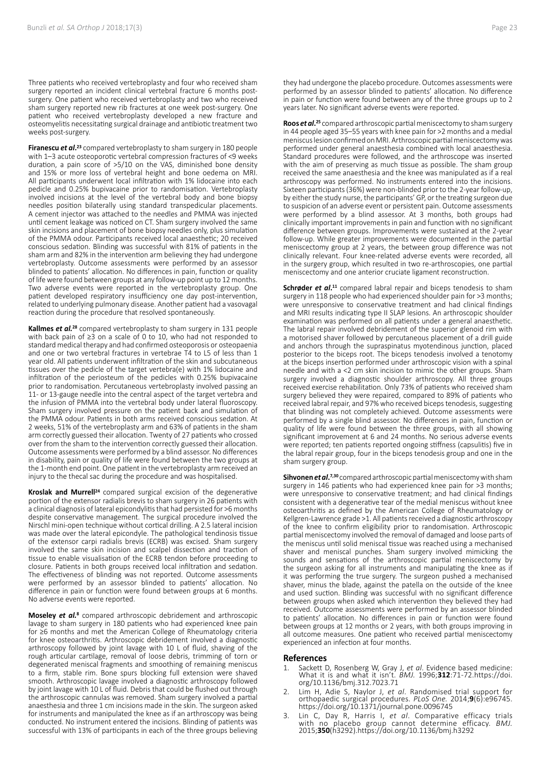Three patients who received vertebroplasty and four who received sham surgery reported an incident clinical vertebral fracture 6 months post-surgery. One patient who received vertebroplasty and two who received sham surgery reported new rib fractures at one week post-surgery. One patient who received vertebroplasty developed a new fracture and osteomyelitis necessitating surgical drainage and antibiotic treatment two weeks post-surgery.

**Firanescu *et al*.**[23] compared vertebroplasty to sham surgery in 180 people with 1–3 acute osteoporotic vertebral compression fractures of <9 weeks duration, a pain score of >5/10 on the VAS, diminished bone density and 15% or more loss of vertebral height and bone oedema on MRI. All participants underwent local infiltration with 1% lidocaine into each pedicle and 0.25% bupivacaine prior to randomisation. Vertebroplasty involved incisions at the level of the vertebral body and bone biopsy needles position bilaterally using standard transpedicular placements. A cement injector was attached to the needles and PMMA was injected until cement leakage was noticed on CT. Sham surgery involved the same skin incisions and placement of bone biopsy needles only, plus simulation of the PMMA odour. Participants received local anaesthetic; 20 received conscious sedation. Blinding was successful with 81% of patients in the sham arm and 82% in the intervention arm believing they had undergone vertebroplasty. Outcome assessments were performed by an assessor blinded to patients' allocation. No differences in pain, function or quality of life were found between groups at any follow-up point up to 12 months. Two adverse events were reported in the vertebroplasty group. One patient developed respiratory insufficiency one day post-intervention, related to underlying pulmonary disease. Another patient had a vasovagal reaction during the procedure that resolved spontaneously.

**Kallmes *et al.***[28] compared vertebroplasty to sham surgery in 131 people with back pain of ≥3 on a scale of 0 to 10, who had not responded to standard medical therapy and had confirmed osteoporosis or osteopaenia and one or two vertebral fractures in vertebrae T4 to L5 of less than 1 year old. All patients underwent infiltration of the skin and subcutaneous tissues over the pedicle of the target vertebra(e) with 1% lidocaine and infiltration of the periosteum of the pedicles with 0.25% bupivacaine prior to randomisation. Percutaneous vertebroplasty involved passing an 11- or 13-gauge needle into the central aspect of the target vertebra and the infusion of PMMA into the vertebral body under lateral fluoroscopy. Sham surgery involved pressure on the patient back and simulation of the PMMA odour. Patients in both arms received conscious sedation. At 2 weeks, 51% of the vertebroplasty arm and 63% of patients in the sham arm correctly guessed their allocation. Twenty of 27 patients who crossed over from the sham to the intervention correctly guessed their allocation. Outcome assessments were performed by a blind assessor. No differences in disability, pain or quality of life were found between the two groups at the 1-month end point. One patient in the vertebroplasty arm received an injury to the thecal sac during the procedure and was hospitalised.

**Kroslak and Murrell**[24] compared surgical excision of the degenerative portion of the extensor radialis brevis to sham surgery in 26 patients with a clinical diagnosis of lateral epicondylitis that had persisted for >6 months despite conservative management. The surgical procedure involved the Nirschl mini-open technique without cortical drilling. A 2.5 lateral incision was made over the lateral epicondyle. The pathological tendinosis tissue of the extensor carpi radialis brevis (ECRB) was excised. Sham surgery involved the same skin incision and scalpel dissection and traction of tissue to enable visualisation of the ECRB tendon before proceeding to closure. Patients in both groups received local infiltration and sedation. The effectiveness of blinding was not reported. Outcome assessments were performed by an assessor blinded to patients' allocation. No difference in pain or function were found between groups at 6 months. No adverse events were reported.

**Moseley *et al.***[8] compared arthroscopic debridement and arthroscopic lavage to sham surgery in 180 patients who had experienced knee pain for ≥6 months and met the American College of Rheumatology criteria for knee osteoarthritis. Arthroscopic debridement involved a diagnostic arthroscopy followed by joint lavage with 10 L of fluid, shaving of the rough articular cartilage, removal of loose debris, trimming of torn or degenerated meniscal fragments and smoothing of remaining meniscus to a firm, stable rim. Bone spurs blocking full extension were shaved smooth. Arthroscopic lavage involved a diagnostic arthroscopy followed by joint lavage with 10 L of fluid. Debris that could be flushed out through the arthroscopic cannulas was removed. Sham surgery involved a partial anaesthesia and three 1 cm incisions made in the skin. The surgeon asked for instruments and manipulated the knee as if an arthroscopy was being conducted. No instrument entered the incisions. Blinding of patients was successful with 13% of participants in each of the three groups believing they had undergone the placebo procedure. Outcomes assessments were performed by an assessor blinded to patients' allocation. No difference in pain or function were found between any of the three groups up to 2 years later. No significant adverse events were reported.

**Roos *et al*.**[25] compared arthroscopic partial meniscectomy to sham surgery in 44 people aged 35–55 years with knee pain for >2 months and a medial meniscus lesion confirmed on MRI. Arthroscopic partial meniscectomy was performed under general anaesthesia combined with local anaesthesia. Standard procedures were followed, and the arthroscope was inserted with the aim of preserving as much tissue as possible. The sham group received the same anaesthesia and the knee was manipulated as if a real arthroscopy was performed. No instruments entered into the incisions. Sixteen participants (36%) were non-blinded prior to the 2-year follow-up, by either the study nurse, the participants' GP, or the treating surgeon due to suspicion of an adverse event or persistent pain. Outcome assessments were performed by a blind assessor. At 3 months, both groups had clinically important improvements in pain and function with no significant difference between groups. Improvements were sustained at the 2-year follow-up. While greater improvements were documented in the partial meniscectomy group at 2 years, the between group difference was not clinically relevant. Four knee-related adverse events were recorded, all in the surgery group, which resulted in two re-arthroscopies, one partial meniscectomy and one anterior cruciate ligament reconstruction.

**Schrøder *et al*.**[11] compared labral repair and biceps tenodesis to sham surgery in 118 people who had experienced shoulder pain for >3 months; were unresponsive to conservative treatment and had clinical findings and MRI results indicating type II SLAP lesions. An arthroscopic shoulder examination was performed on all patients under a general anaesthetic. The labral repair involved debridement of the superior glenoid rim with a motorised shaver followed by percutaneous placement of a drill guide and anchors through the supraspinatus myotendinous junction, placed posterior to the biceps root. The biceps tenodesis involved a tenotomy at the biceps insertion performed under arthroscopic vision with a spinal needle and with a <2 cm skin incision to mimic the other groups. Sham surgery involved a diagnostic shoulder arthroscopy. All three groups received exercise rehabilitation. Only 73% of patients who received sham surgery believed they were repaired, compared to 89% of patients who received labral repair, and 97% who received biceps tenodesis, suggesting that blinding was not completely achieved. Outcome assessments were performed by a single blind assessor. No differences in pain, function or quality of life were found between the three groups, with all showing significant improvement at 6 and 24 months. No serious adverse events were reported; ten patients reported ongoing stiffness (capsulitis) five in the labral repair group, four in the biceps tenodesis group and one in the sham surgery group.

**Sihvonen *et al*.**[7,30] compared arthroscopic partial meniscectomy with sham surgery in 146 patients who had experienced knee pain for >3 months; were unresponsive to conservative treatment; and had clinical findings consistent with a degenerative tear of the medial meniscus without knee osteoarthritis as defined by the American College of Rheumatology or Kellgren-Lawrence grade >1. All patients received a diagnostic arthroscopy of the knee to confirm eligibility prior to randomisation. Arthroscopic partial meniscectomy involved the removal of damaged and loose parts of the meniscus until solid meniscal tissue was reached using a mechanised shaver and meniscal punches. Sham surgery involved mimicking the sounds and sensations of the arthroscopic partial meniscectomy by the surgeon asking for all instruments and manipulating the knee as if it was performing the true surgery. The surgeon pushed a mechanised shaver, minus the blade, against the patella on the outside of the knee and used suction. Blinding was successful with no significant difference between groups when asked which intervention they believed they had received. Outcome assessments were performed by an assessor blinded to patients' allocation. No differences in pain or function were found between groups at 12 months or 2 years, with both groups improving in all outcome measures. One patient who received partial meniscectomy experienced an infection at four months.

## References

1. Sackett D, Rosenberg W, Gray J, *et al*. Evidence based medicine: What it is and what it isn't. *BMJ.* 1996;**312**:71-72.https://doi.org/10.1136/bmj.312.7023.71
2. Lim H, Adie S, Naylor J, *et al*. Randomised trial support for orthopaedic surgical procedures. *PLoS One.* 2014;**9**(6):e96745. https://doi.org/10.1371/journal.pone.0096745
3. Lin C, Day R, Harris I, *et al*. Comparative efficacy trials with no placebo group cannot determine efficacy. *BMJ.* 2015;**350**(h3292).https://doi.org/10.1136/bmj.h3292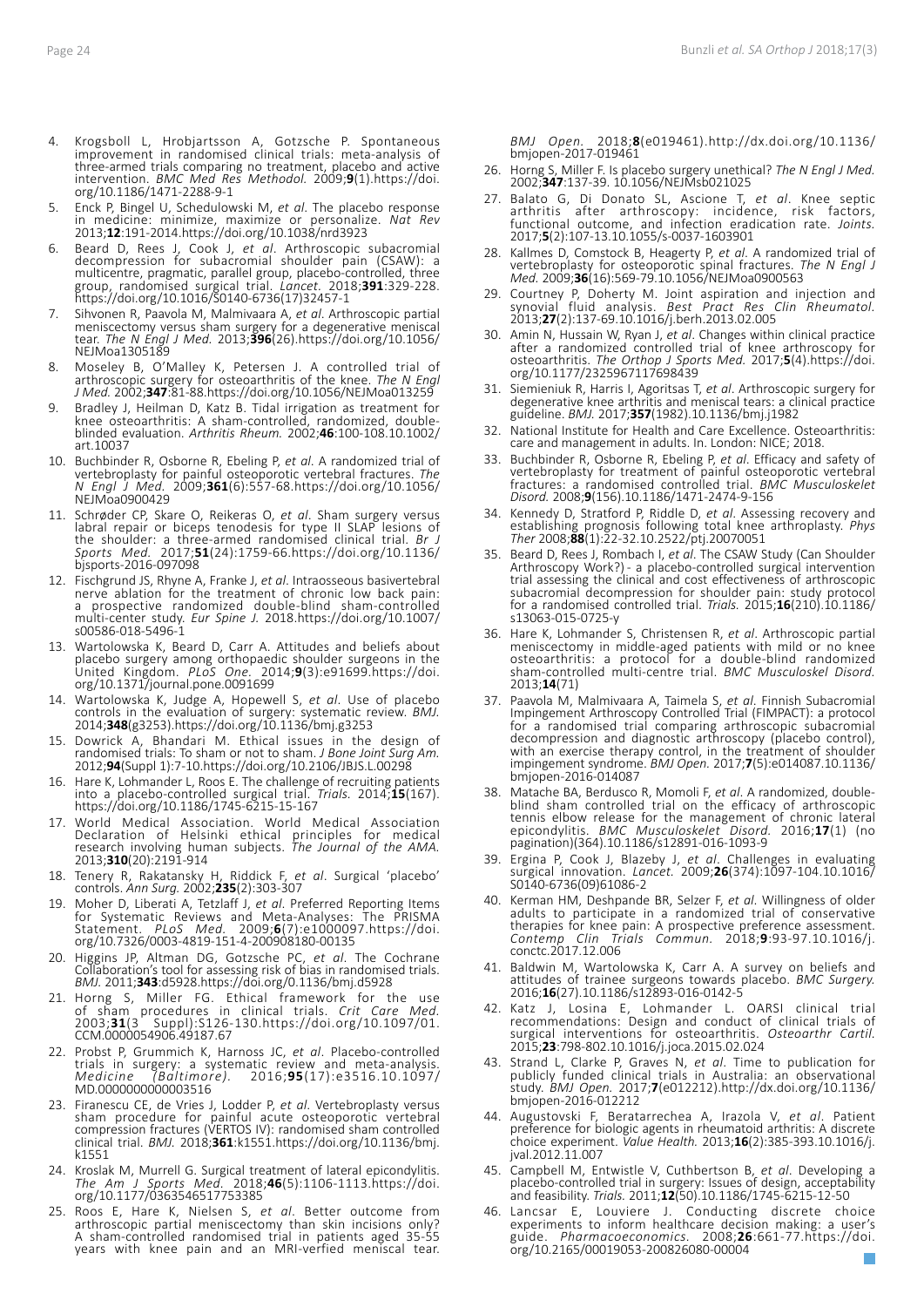4. Krogsboll L, Hrobjartsson A, Gotzsche P. Spontaneous improvement in randomised clinical trials: meta-analysis of three-armed trials comparing no treatment, placebo and active intervention. *BMC Med Res Methodol.* 2009;**9**(1).https://doi.org/10.1186/1471-2288-9-1
5. Enck P, Bingel U, Schedulowski M, *et al*. The placebo response in medicine: minimize, maximize or personalize. *Nat Rev* 2013;**12**:191-2014.https://doi.org/10.1038/nrd3923
6. Beard D, Rees J, Cook J, *et al*. Arthroscopic subacromial decompression for subacromial shoulder pain (CSAW): a multicentre, pragmatic, parallel group, placebo-controlled, three group, randomised surgical trial. *Lancet.* 2018;**391**:329-228. https://doi.org/10.1016/S0140-6736(17)32457-1
7. Sihvonen R, Paavola M, Malmivaara A, *et al*. Arthroscopic partial meniscectomy versus sham surgery for a degenerative meniscal tear. *The N Engl J Med.* 2013;**396**(26).https://doi.org/10.1056/NEJMoa1305189
8. Moseley B, O'Malley K, Petersen J. A controlled trial of arthroscopic surgery for osteoarthritis of the knee. *The N Engl J Med.* 2002;**347**:81-88.https://doi.org/10.1056/NEJMoa013259
9. Bradley J, Heilman D, Katz B. Tidal irrigation as treatment for knee osteoarthritis: A sham-controlled, randomized, double-blinded evaluation. *Arthritis Rheum.* 2002;**46**:100-108.10.1002/art.10037
10. Buchbinder R, Osborne R, Ebeling P, *et al*. A randomized trial of vertebroplasty for painful osteoporotic vertebral fractures. *The N Engl J Med.* 2009;**361**(6):557-68.https://doi.org/10.1056/NEJMoa0900429
11. Schrøder CP, Skare O, Reikeras O, *et al*. Sham surgery versus labral repair or biceps tenodesis for type II SLAP lesions of the shoulder: a three-armed randomised clinical trial. *Br J Sports Med.* 2017;**51**(24):1759-66.https://doi.org/10.1136/bjsports-2016-097098
12. Fischgrund JS, Rhyne A, Franke J, *et al*. Intraosseous basivertebral nerve ablation for the treatment of chronic low back pain: a prospective randomized double-blind sham-controlled multi-center study. *Eur Spine J.* 2018.https://doi.org/10.1007/s00586-018-5496-1
13. Wartolowska K, Beard D, Carr A. Attitudes and beliefs about placebo surgery among orthopaedic shoulder surgeons in the United Kingdom. *PLoS One.* 2014;**9**(3):e91699.https://doi.org/10.1371/journal.pone.0091699
14. Wartolowska K, Judge A, Hopewell S, *et al*. Use of placebo controls in the evaluation of surgery: systematic review. *BMJ.* 2014;**348**(g3253).https://doi.org/10.1136/bmj.g3253
15. Dowrick A, Bhandari M. Ethical issues in the design of randomised trials: To sham or not to sham. *J Bone Joint Surg Am.* 2012;**94**(Suppl 1):7-10.https://doi.org/10.2106/JBJS.L.00298
16. Hare K, Lohmander L, Roos E. The challenge of recruiting patients into a placebo-controlled surgical trial. *Trials.* 2014;**15**(167). https://doi.org/10.1186/1745-6215-15-167
17. World Medical Association. World Medical Association Declaration of Helsinki ethical principles for medical research involving human subjects. *The Journal of the AMA.* 2013;**310**(20):2191-914
18. Tenery R, Rakatansky H, Riddick F, *et al*. Surgical 'placebo' controls. *Ann Surg.* 2002;**235**(2):303-307
19. Moher D, Liberati A, Tetzlaff J, *et al*. Preferred Reporting Items for Systematic Reviews and Meta-Analyses: The PRISMA Statement. *PLoS Med.* 2009;**6**(7):e1000097.https://doi.org/10.7326/0003-4819-151-4-200908180-00135
20. Higgins JP, Altman DG, Gotzsche PC, *et al*. The Cochrane Collaboration's tool for assessing risk of bias in randomised trials. *BMJ.* 2011;**343**:d5928.https://doi.org/0.1136/bmj.d5928
21. Horng S, Miller FG. Ethical framework for the use of sham procedures in clinical trials. *Crit Care Med.* 2003;**31**(3 Suppl):S126-130.https://doi.org/10.1097/01.CCM.0000054906.49187.67
22. Probst P, Grummich K, Harnoss JC, *et al*. Placebo-controlled trials in surgery: a systematic review and meta-analysis. *Medicine (Baltimore).* 2016;**95**(17):e3516.10.1097/MD.0000000000003516
23. Firanescu CE, de Vries J, Lodder P, *et al*. Vertebroplasty versus sham procedure for painful acute osteoporotic vertebral compression fractures (VERTOS IV): randomised sham controlled clinical trial. *BMJ.* 2018;**361**:k1551.https://doi.org/10.1136/bmj.k1551
24. Kroslak M, Murrell G. Surgical treatment of lateral epicondylitis. *The Am J Sports Med.* 2018;**46**(5):1106-1113.https://doi.org/10.1177/0363546517753385
25. Roos E, Hare K, Nielsen S, *et al*. Better outcome from arthroscopic partial meniscectomy than skin incisions only? A sham-controlled randomised trial in patients aged 35-55 years with knee pain and an MRI-verfied meniscal tear. *BMJ Open.* 2018;**8**(e019461).http://dx.doi.org/10.1136/bmjopen-2017-019461
26. Horng S, Miller F. Is placebo surgery unethical? *The N Engl J Med.* 2002;**347**:137-39. 10.1056/NEJMsb021025
27. Balato G, Di Donato SL, Ascione T, *et al*. Knee septic arthritis after arthroscopy: incidence, risk factors, functional outcome, and infection eradication rate. *Joints.* 2017;**5**(2):107-13.10.1055/s-0037-1603901
28. Kallmes D, Comstock B, Heagerty P, *et al*. A randomized trial of vertebroplasty for osteoporotic spinal fractures. *The N Engl J Med.* 2009;**36**(16):569-79.10.1056/NEJMoa0900563
29. Courtney P, Doherty M. Joint aspiration and injection and synovial fluid analysis. *Best Pract Res Clin Rheumatol.* 2013;**27**(2):137-69.10.1016/j.berh.2013.02.005
30. Amin N, Hussain W, Ryan J, *et al*. Changes within clinical practice after a randomized controlled trial of knee arthroscopy for osteoarthritis. *The Orthop J Sports Med.* 2017;**5**(4).https://doi.org/10.1177/2325967117698439
31. Siemieniuk R, Harris I, Agoritsas T, *et al*. Arthroscopic surgery for degenerative knee arthritis and meniscal tears: a clinical practice guideline. *BMJ.* 2017;**357**(1982).10.1136/bmj.j1982
32. National Institute for Health and Care Excellence. Osteoarthritis: care and management in adults. In. London: NICE; 2018.
33. Buchbinder R, Osborne R, Ebeling P, *et al*. Efficacy and safety of vertebroplasty for treatment of painful osteoporotic vertebral fractures: a randomised controlled trial. *BMC Musculoskelet Disord.* 2008;**9**(156).10.1186/1471-2474-9-156
34. Kennedy D, Stratford P, Riddle D, *et al*. Assessing recovery and establishing prognosis following total knee arthroplasty. *Phys Ther* 2008;**88**(1):22-32.10.2522/ptj.20070051
35. Beard D, Rees J, Rombach I, *et al*. The CSAW Study (Can Shoulder Arthroscopy Work?) - a placebo-controlled surgical intervention trial assessing the clinical and cost effectiveness of arthroscopic subacromial decompression for shoulder pain: study protocol for a randomised controlled trial. *Trials.* 2015;**16**(210).10.1186/s13063-015-0725-y
36. Hare K, Lohmander S, Christensen R, *et al*. Arthroscopic partial meniscectomy in middle-aged patients with mild or no knee osteoarthritis: a protocol for a double-blind randomized sham-controlled multi-centre trial. *BMC Musculoskel Disord.* 2013;**14**(71)
37. Paavola M, Malmivaara A, Taimela S, *et al*. Finnish Subacromial Impingement Arthroscopy Controlled Trial (FIMPACT): a protocol for a randomised trial comparing arthroscopic subacromial decompression and diagnostic arthroscopy (placebo control), with an exercise therapy control, in the treatment of shoulder impingement syndrome. *BMJ Open.* 2017;**7**(5):e014087.10.1136/bmjopen-2016-014087
38. Matache BA, Berdusco R, Momoli F, *et al*. A randomized, double-blind sham controlled trial on the efficacy of arthroscopic tennis elbow release for the management of chronic lateral epicondylitis. *BMC Musculoskelet Disord.* 2016;**17**(1) (no pagination)(364).10.1186/s12891-016-1093-9
39. Ergina P, Cook J, Blazeby J, *et al*. Challenges in evaluating surgical innovation. *Lancet.* 2009;**26**(374):1097-104.10.1016/S0140-6736(09)61086-2
40. Kerman HM, Deshpande BR, Selzer F, *et al*. Willingness of older adults to participate in a randomized trial of conservative therapies for knee pain: A prospective preference assessment. *Contemp Clin Trials Commun.* 2018;**9**:93-97.10.1016/j.conctc.2017.12.006
41. Baldwin M, Wartolowska K, Carr A. A survey on beliefs and attitudes of trainee surgeons towards placebo. *BMC Surgery.* 2016;**16**(27).10.1186/s12893-016-0142-5
42. Katz J, Losina E, Lohmander L. OARSI clinical trial recommendations: Design and conduct of clinical trials of surgical interventions for osteoarthritis. *Osteoarthr Cartil.* 2015;**23**:798-802.10.1016/j.joca.2015.02.024
43. Strand L, Clarke P, Graves N, *et al*. Time to publication for publicly funded clinical trials in Australia: an observational study. *BMJ Open.* 2017;**7**(e012212).http://dx.doi.org/10.1136/bmjopen-2016-012212
44. Augustovski F, Beratarrechea A, Irazola V, *et al*. Patient preference for biologic agents in rheumatoid arthritis: A discrete choice experiment. *Value Health.* 2013;**16**(2):385-393.10.1016/j.jval.2012.11.007
45. Campbell M, Entwistle V, Cuthbertson B, *et al*. Developing a placebo-controlled trial in surgery: Issues of design, acceptability and feasibility. *Trials.* 2011;**12**(50).10.1186/1745-6215-12-50
46. Lancsar E, Louviere J. Conducting discrete choice experiments to inform healthcare decision making: a user's guide. *Pharmacoeconomics.* 2008;**26**:661-77.https://doi.org/10.2165/00019053-200826080-00004